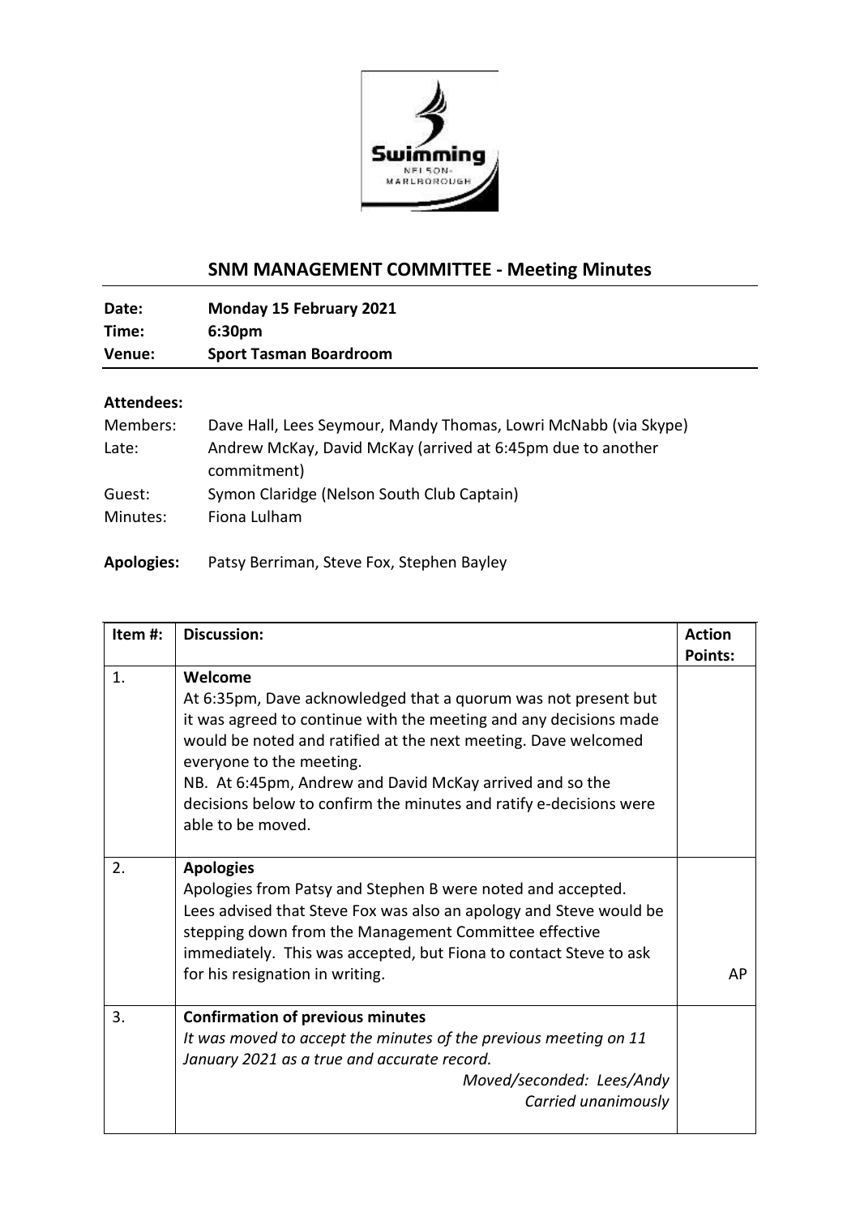## SNM MANAGEMENT COMMITTEE - Meeting Minutes

**Date:** Monday 15 February 2021
**Time:** 6:30pm
**Venue:** Sport Tasman Boardroom

**Attendees:**

Members: Dave Hall, Lees Seymour, Mandy Thomas, Lowri McNabb (via Skype)
Late: Andrew McKay, David McKay (arrived at 6:45pm due to another commitment)
Guest: Symon Claridge (Nelson South Club Captain)
Minutes: Fiona Lulham

**Apologies:** Patsy Berriman, Steve Fox, Stephen Bayley

| Item #: | Discussion: | Action Points: |
|---|---|---|
| 1. | **Welcome**<br>At 6:35pm, Dave acknowledged that a quorum was not present but it was agreed to continue with the meeting and any decisions made would be noted and ratified at the next meeting. Dave welcomed everyone to the meeting.<br>NB. At 6:45pm, Andrew and David McKay arrived and so the decisions below to confirm the minutes and ratify e-decisions were able to be moved. | |
| 2. | **Apologies**<br>Apologies from Patsy and Stephen B were noted and accepted. Lees advised that Steve Fox was also an apology and Steve would be stepping down from the Management Committee effective immediately. This was accepted, but Fiona to contact Steve to ask for his resignation in writing. | AP |
| 3. | **Confirmation of previous minutes**<br>*It was moved to accept the minutes of the previous meeting on 11 January 2021 as a true and accurate record.*<br>*Moved/seconded: Lees/Andy*<br>*Carried unanimously* | |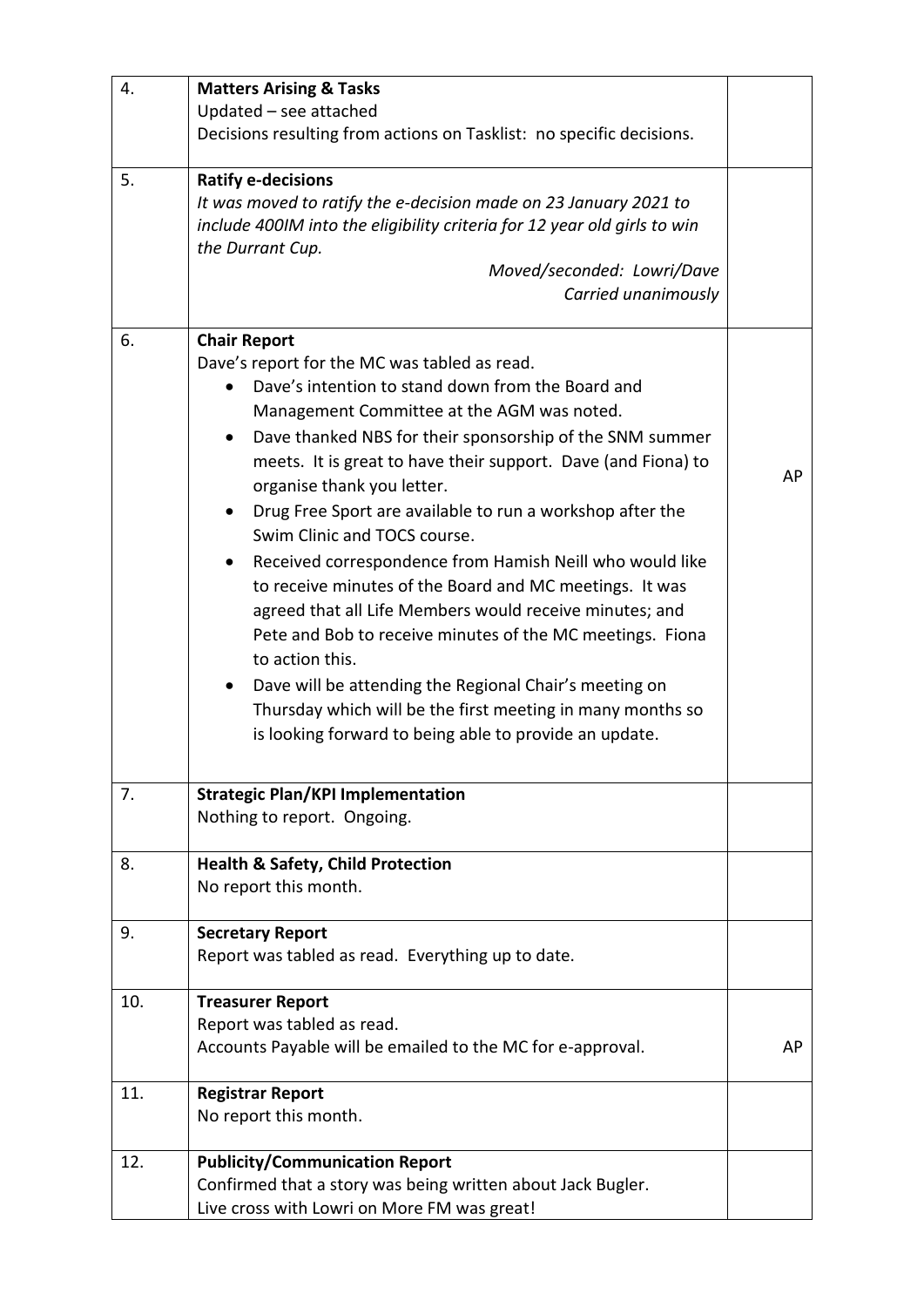| | | |
|---|---|---|
| 4. | **Matters Arising & Tasks**<br>Updated – see attached<br>Decisions resulting from actions on Tasklist: no specific decisions. | |
| 5. | **Ratify e-decisions**<br>*It was moved to ratify the e-decision made on 23 January 2021 to include 400IM into the eligibility criteria for 12 year old girls to win the Durrant Cup.*<br>*Moved/seconded: Lowri/Dave*<br>*Carried unanimously* | |
| 6. | **Chair Report**<br>Dave's report for the MC was tabled as read.<br>• Dave's intention to stand down from the Board and Management Committee at the AGM was noted.<br>• Dave thanked NBS for their sponsorship of the SNM summer meets. It is great to have their support. Dave (and Fiona) to organise thank you letter.<br>• Drug Free Sport are available to run a workshop after the Swim Clinic and TOCS course.<br>• Received correspondence from Hamish Neill who would like to receive minutes of the Board and MC meetings. It was agreed that all Life Members would receive minutes; and Pete and Bob to receive minutes of the MC meetings. Fiona to action this.<br>• Dave will be attending the Regional Chair's meeting on Thursday which will be the first meeting in many months so is looking forward to being able to provide an update. | AP |
| 7. | **Strategic Plan/KPI Implementation**<br>Nothing to report. Ongoing. | |
| 8. | **Health & Safety, Child Protection**<br>No report this month. | |
| 9. | **Secretary Report**<br>Report was tabled as read. Everything up to date. | |
| 10. | **Treasurer Report**<br>Report was tabled as read.<br>Accounts Payable will be emailed to the MC for e-approval. | AP |
| 11. | **Registrar Report**<br>No report this month. | |
| 12. | **Publicity/Communication Report**<br>Confirmed that a story was being written about Jack Bugler.<br>Live cross with Lowri on More FM was great! | |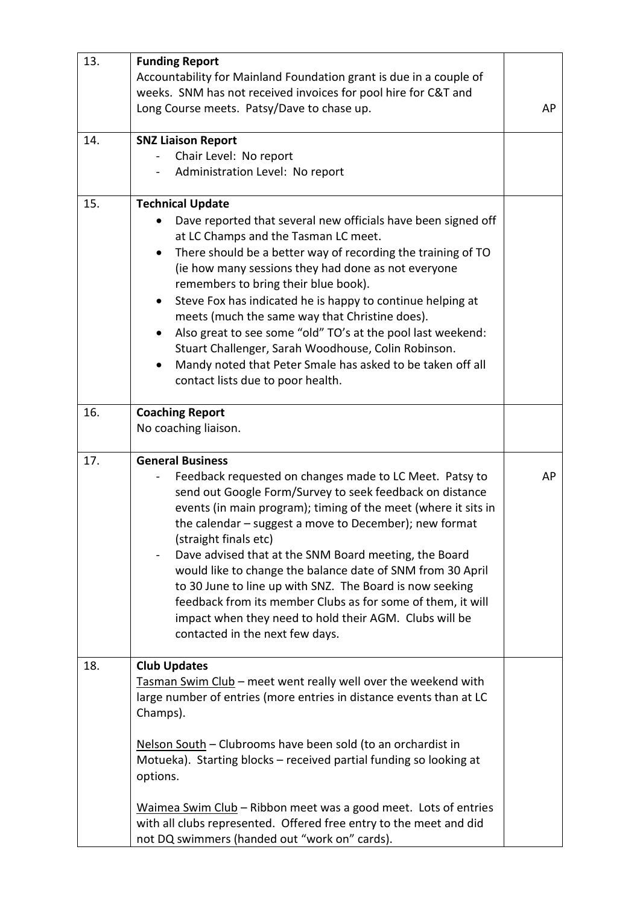| | | |
|---|---|---|
| 13. | **Funding Report**<br>Accountability for Mainland Foundation grant is due in a couple of weeks. SNM has not received invoices for pool hire for C&T and Long Course meets. Patsy/Dave to chase up. | AP |
| 14. | **SNZ Liaison Report**<br>- Chair Level: No report<br>- Administration Level: No report | |
| 15. | **Technical Update**<br>• Dave reported that several new officials have been signed off at LC Champs and the Tasman LC meet.<br>• There should be a better way of recording the training of TO (ie how many sessions they had done as not everyone remembers to bring their blue book).<br>• Steve Fox has indicated he is happy to continue helping at meets (much the same way that Christine does).<br>• Also great to see some "old" TO's at the pool last weekend: Stuart Challenger, Sarah Woodhouse, Colin Robinson.<br>• Mandy noted that Peter Smale has asked to be taken off all contact lists due to poor health. | |
| 16. | **Coaching Report**<br>No coaching liaison. | |
| 17. | **General Business**<br>- Feedback requested on changes made to LC Meet. Patsy to send out Google Form/Survey to seek feedback on distance events (in main program); timing of the meet (where it sits in the calendar – suggest a move to December); new format (straight finals etc)<br>- Dave advised that at the SNM Board meeting, the Board would like to change the balance date of SNM from 30 April to 30 June to line up with SNZ. The Board is now seeking feedback from its member Clubs as for some of them, it will impact when they need to hold their AGM. Clubs will be contacted in the next few days. | AP |
| 18. | **Club Updates**<br><u>Tasman Swim Club</u> – meet went really well over the weekend with large number of entries (more entries in distance events than at LC Champs).<br><br><u>Nelson South</u> – Clubrooms have been sold (to an orchardist in Motueka). Starting blocks – received partial funding so looking at options.<br><br><u>Waimea Swim Club</u> – Ribbon meet was a good meet. Lots of entries with all clubs represented. Offered free entry to the meet and did not DQ swimmers (handed out "work on" cards). | |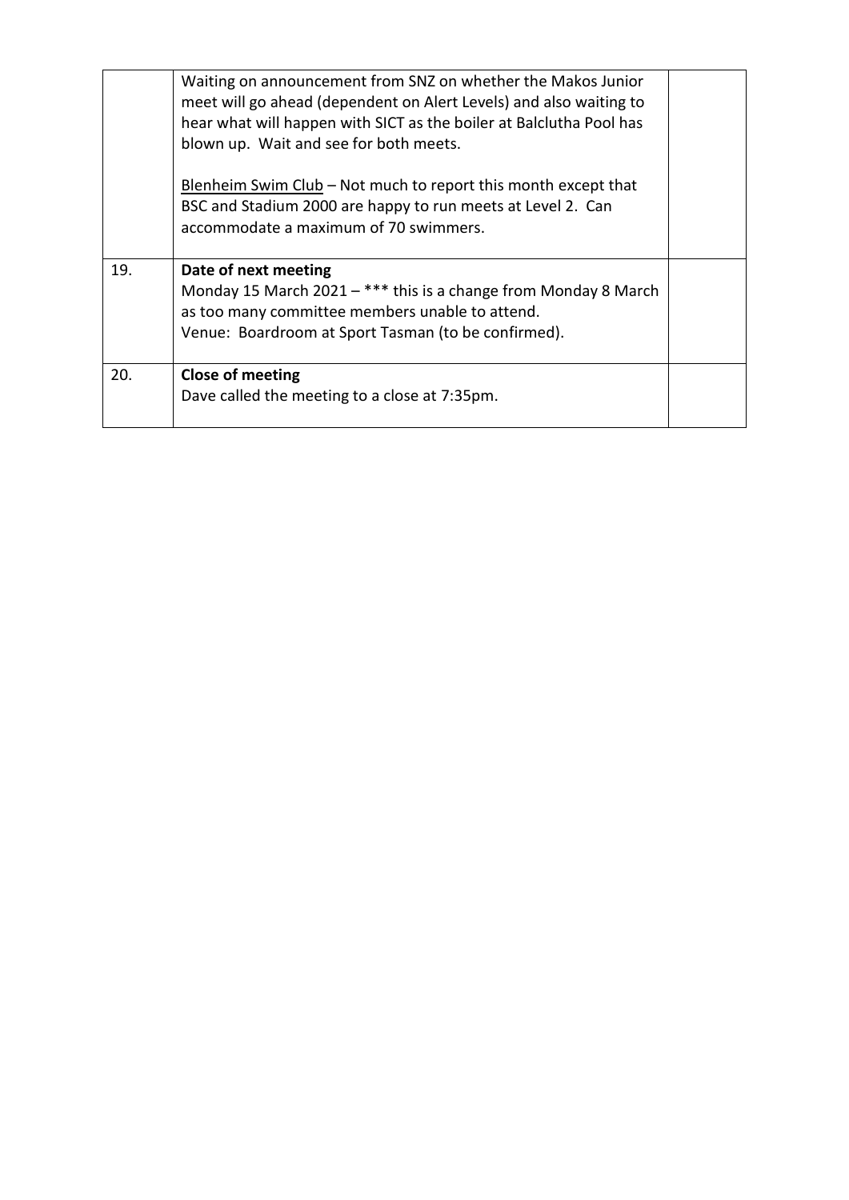| | | |
|---|---|---|
| | Waiting on announcement from SNZ on whether the Makos Junior meet will go ahead (dependent on Alert Levels) and also waiting to hear what will happen with SICT as the boiler at Balclutha Pool has blown up. Wait and see for both meets.<br><br><u>Blenheim Swim Club</u> – Not much to report this month except that BSC and Stadium 2000 are happy to run meets at Level 2. Can accommodate a maximum of 70 swimmers. | |
| 19. | **Date of next meeting**<br>Monday 15 March 2021 – *** this is a change from Monday 8 March as too many committee members unable to attend.<br>Venue: Boardroom at Sport Tasman (to be confirmed). | |
| 20. | **Close of meeting**<br>Dave called the meeting to a close at 7:35pm. | |